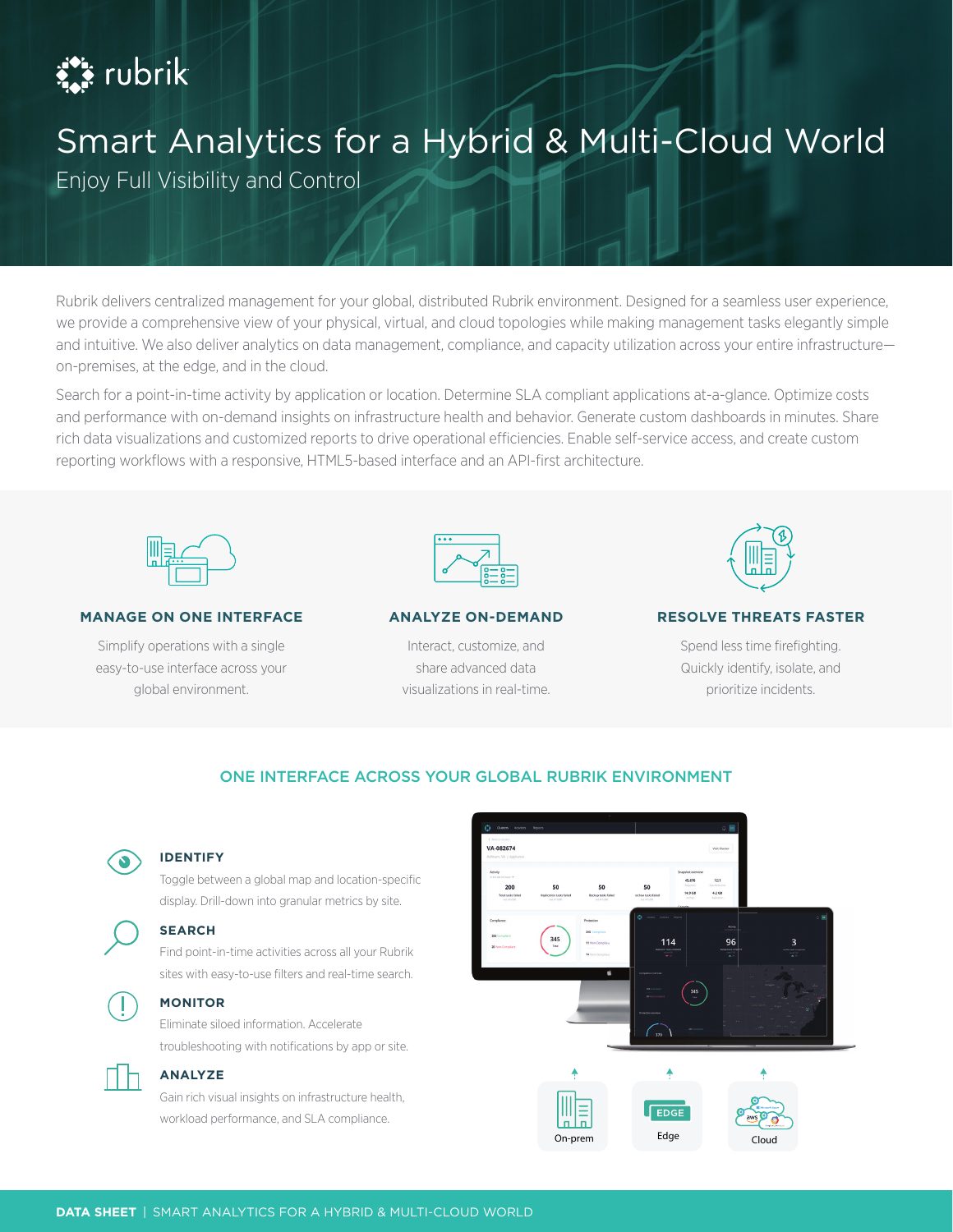rubrik

# Smart Analytics for a Hybrid & Multi-Cloud World

## Enjoy Full Visibility and Control

Rubrik delivers centralized management for your global, distributed Rubrik environment. Designed for a seamless user experience, we provide a comprehensive view of your physical, virtual, and cloud topologies while making management tasks elegantly simple and intuitive. We also deliver analytics on data management, compliance, and capacity utilization across your entire infrastructure—on-premises, at the edge, and in the cloud.

Search for a point-in-time activity by application or location. Determine SLA compliant applications at-a-glance. Optimize costs and performance with on-demand insights on infrastructure health and behavior. Generate custom dashboards in minutes. Share rich data visualizations and customized reports to drive operational efficiencies. Enable self-service access, and create custom reporting workflows with a responsive, HTML5-based interface and an API-first architecture.

### MANAGE ON ONE INTERFACE

Simplify operations with a single easy-to-use interface across your global environment.

### ANALYZE ON-DEMAND

Interact, customize, and share advanced data visualizations in real-time.

### RESOLVE THREATS FASTER

Spend less time firefighting. Quickly identify, isolate, and prioritize incidents.

## ONE INTERFACE ACROSS YOUR GLOBAL RUBRIK ENVIRONMENT

### IDENTIFY

Toggle between a global map and location-specific display. Drill-down into granular metrics by site.

### SEARCH

Find point-in-time activities across all your Rubrik sites with easy-to-use filters and real-time search.

### MONITOR

Eliminate siloed information. Accelerate troubleshooting with notifications by app or site.

### ANALYZE

Gain rich visual insights on infrastructure health, workload performance, and SLA compliance.

On-prem

Edge

Cloud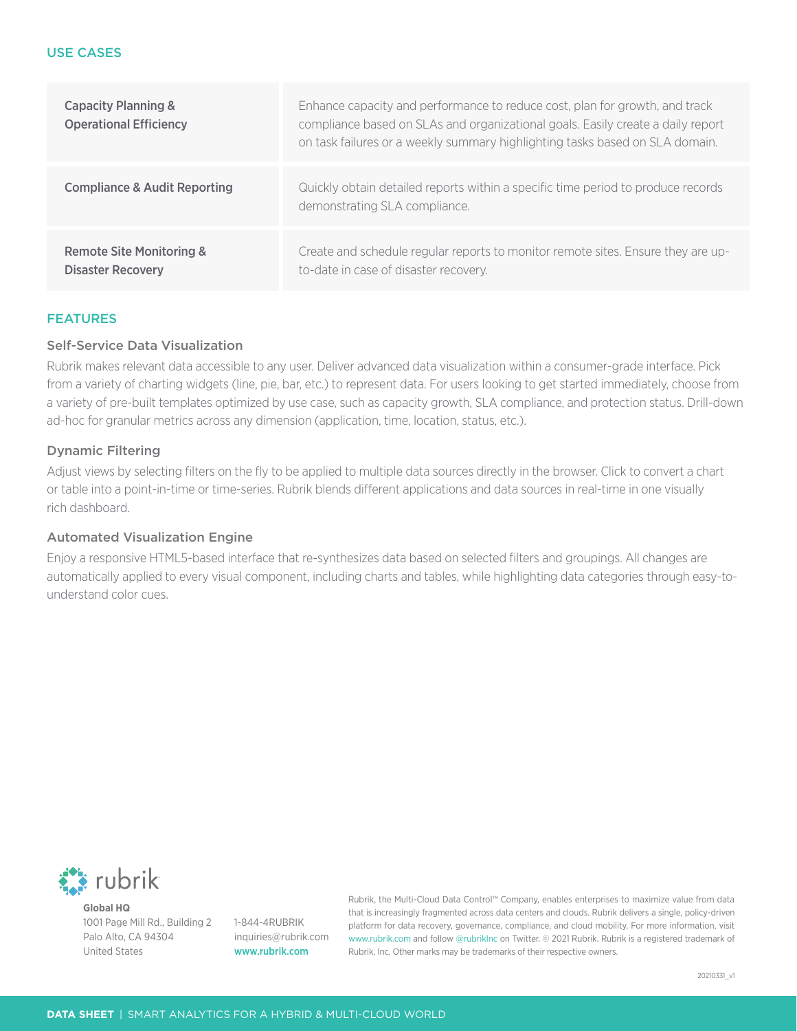## USE CASES

| | |
|---|---|
| **Capacity Planning & Operational Efficiency** | Enhance capacity and performance to reduce cost, plan for growth, and track compliance based on SLAs and organizational goals. Easily create a daily report on task failures or a weekly summary highlighting tasks based on SLA domain. |
| **Compliance & Audit Reporting** | Quickly obtain detailed reports within a specific time period to produce records demonstrating SLA compliance. |
| **Remote Site Monitoring & Disaster Recovery** | Create and schedule regular reports to monitor remote sites. Ensure they are up-to-date in case of disaster recovery. |

## FEATURES

### Self-Service Data Visualization

Rubrik makes relevant data accessible to any user. Deliver advanced data visualization within a consumer-grade interface. Pick from a variety of charting widgets (line, pie, bar, etc.) to represent data. For users looking to get started immediately, choose from a variety of pre-built templates optimized by use case, such as capacity growth, SLA compliance, and protection status. Drill-down ad-hoc for granular metrics across any dimension (application, time, location, status, etc.).

### Dynamic Filtering

Adjust views by selecting filters on the fly to be applied to multiple data sources directly in the browser. Click to convert a chart or table into a point-in-time or time-series. Rubrik blends different applications and data sources in real-time in one visually rich dashboard.

### Automated Visualization Engine

Enjoy a responsive HTML5-based interface that re-synthesizes data based on selected filters and groupings. All changes are automatically applied to every visual component, including charts and tables, while highlighting data categories through easy-to-understand color cues.

rubrik

**Global HQ**
1001 Page Mill Rd., Building 2
Palo Alto, CA 94304
United States

1-844-4RUBRIK
inquiries@rubrik.com
**www.rubrik.com**

Rubrik, the Multi-Cloud Data Control™ Company, enables enterprises to maximize value from data that is increasingly fragmented across data centers and clouds. Rubrik delivers a single, policy-driven platform for data recovery, governance, compliance, and cloud mobility. For more information, visit www.rubrik.com and follow @rubrikInc on Twitter. © 2021 Rubrik. Rubrik is a registered trademark of Rubrik, Inc. Other marks may be trademarks of their respective owners.

20210331_v1